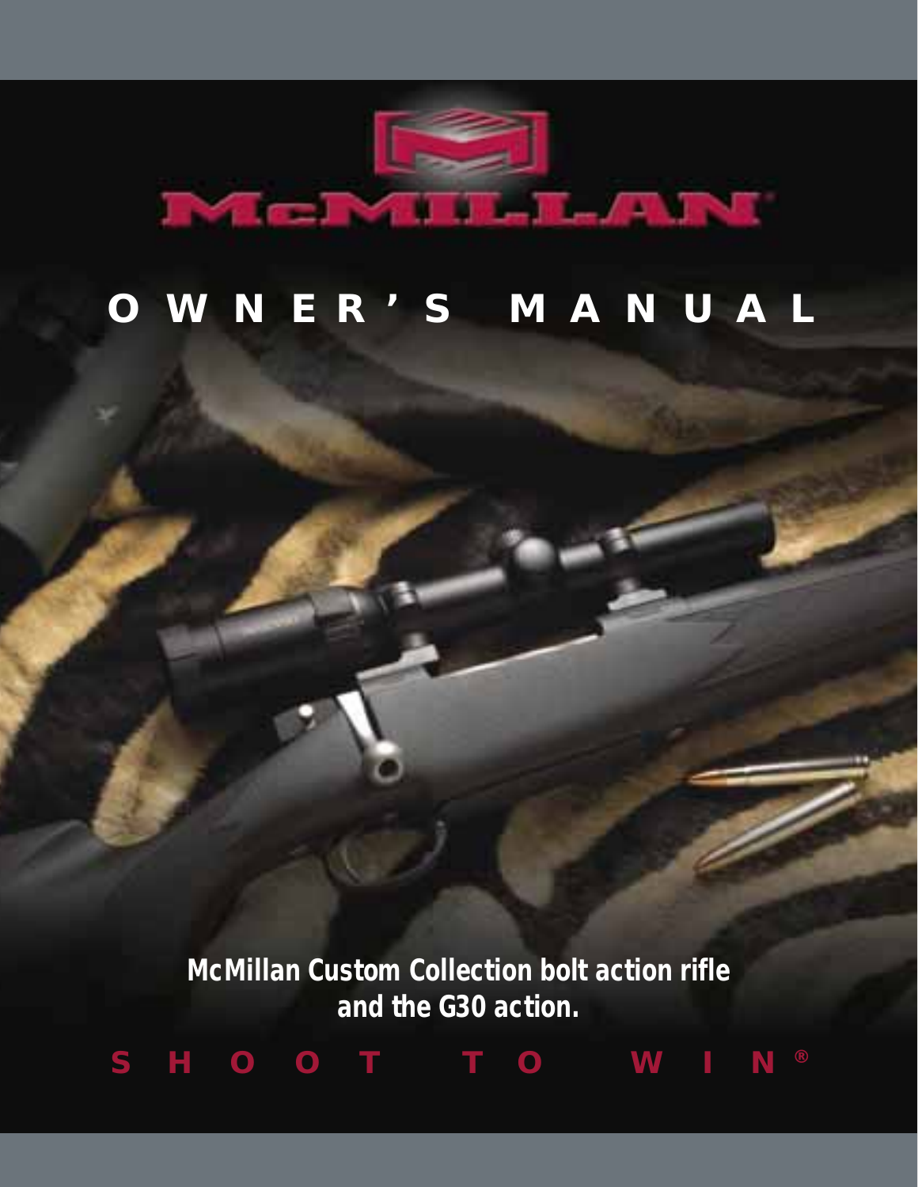# McMILLAN

# OWNER'S MANUAL

**McMillan Custom Collection bolt action rifle and the G30 action.**

**SHOOT TO WIN®**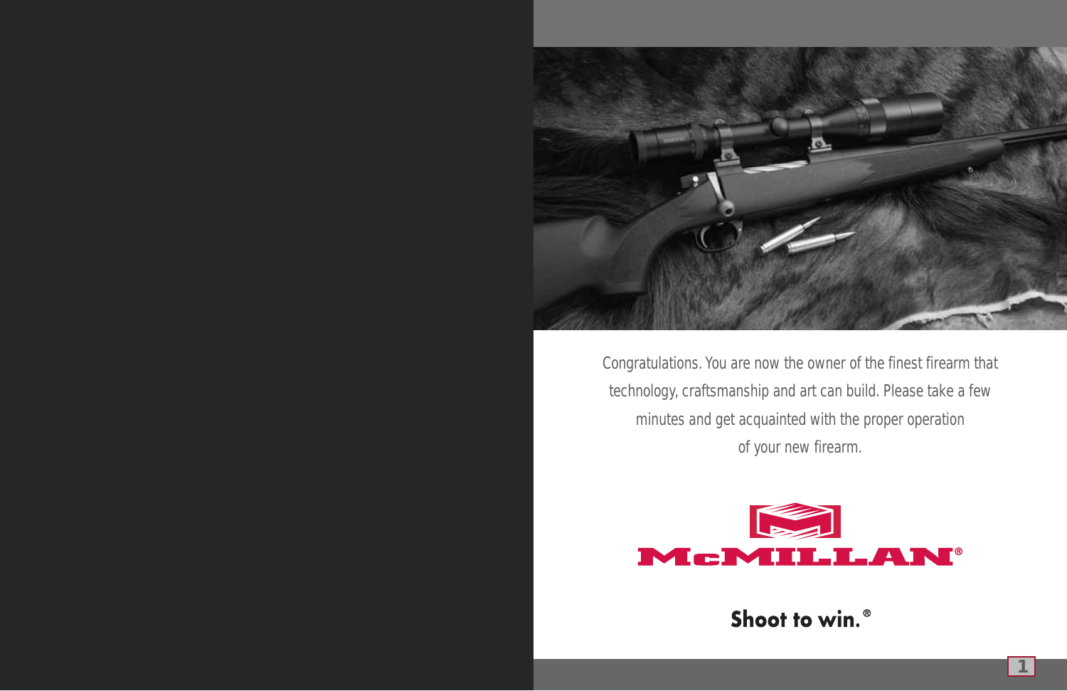Congratulations. You are now the owner of the finest firearm that technology, craftsmanship and art can build. Please take a few minutes and get acquainted with the proper operation of your new firearm.

McMILLAN®

**Shoot to win.®**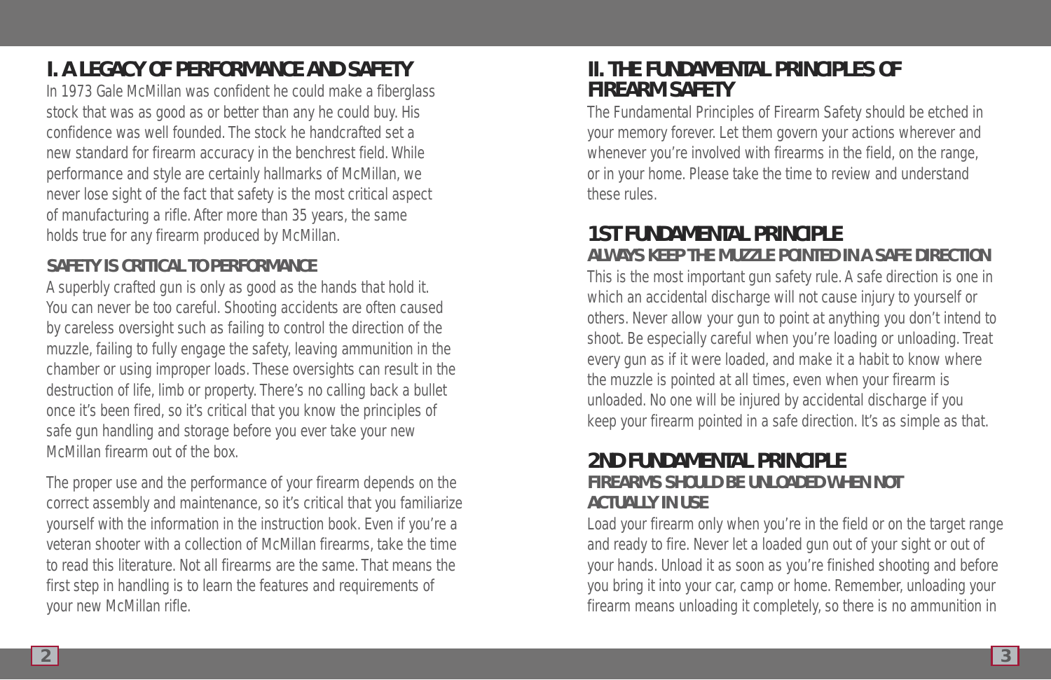## I. A LEGACY OF PERFORMANCE AND SAFETY

In 1973 Gale McMillan was confident he could make a fiberglass stock that was as good as or better than any he could buy. His confidence was well founded. The stock he handcrafted set a new standard for firearm accuracy in the benchrest field. While performance and style are certainly hallmarks of McMillan, we never lose sight of the fact that safety is the most critical aspect of manufacturing a rifle. After more than 35 years, the same holds true for any firearm produced by McMillan.

### SAFETY IS CRITICAL TO PERFORMANCE

A superbly crafted gun is only as good as the hands that hold it. You can never be too careful. Shooting accidents are often caused by careless oversight such as failing to control the direction of the muzzle, failing to fully engage the safety, leaving ammunition in the chamber or using improper loads. These oversights can result in the destruction of life, limb or property. There's no calling back a bullet once it's been fired, so it's critical that you know the principles of safe gun handling and storage before you ever take your new McMillan firearm out of the box.

The proper use and the performance of your firearm depends on the correct assembly and maintenance, so it's critical that you familiarize yourself with the information in the instruction book. Even if you're a veteran shooter with a collection of McMillan firearms, take the time to read this literature. Not all firearms are the same. That means the first step in handling is to learn the features and requirements of your new McMillan rifle.

## II. THE FUNDAMENTAL PRINCIPLES OF FIREARM SAFETY

The Fundamental Principles of Firearm Safety should be etched in your memory forever. Let them govern your actions wherever and whenever you're involved with firearms in the field, on the range, or in your home. Please take the time to review and understand these rules.

### 1ST FUNDAMENTAL PRINCIPLE

#### ALWAYS KEEP THE MUZZLE POINTED IN A SAFE DIRECTION

This is the most important gun safety rule. A safe direction is one in which an accidental discharge will not cause injury to yourself or others. Never allow your gun to point at anything you don't intend to shoot. Be especially careful when you're loading or unloading. Treat every gun as if it were loaded, and make it a habit to know where the muzzle is pointed at all times, even when your firearm is unloaded. No one will be injured by accidental discharge if you keep your firearm pointed in a safe direction. It's as simple as that.

### 2ND FUNDAMENTAL PRINCIPLE

#### FIREARMS SHOULD BE UNLOADED WHEN NOT ACTUALLY IN USE

Load your firearm only when you're in the field or on the target range and ready to fire. Never let a loaded gun out of your sight or out of your hands. Unload it as soon as you're finished shooting and before you bring it into your car, camp or home. Remember, unloading your firearm means unloading it completely, so there is no ammunition in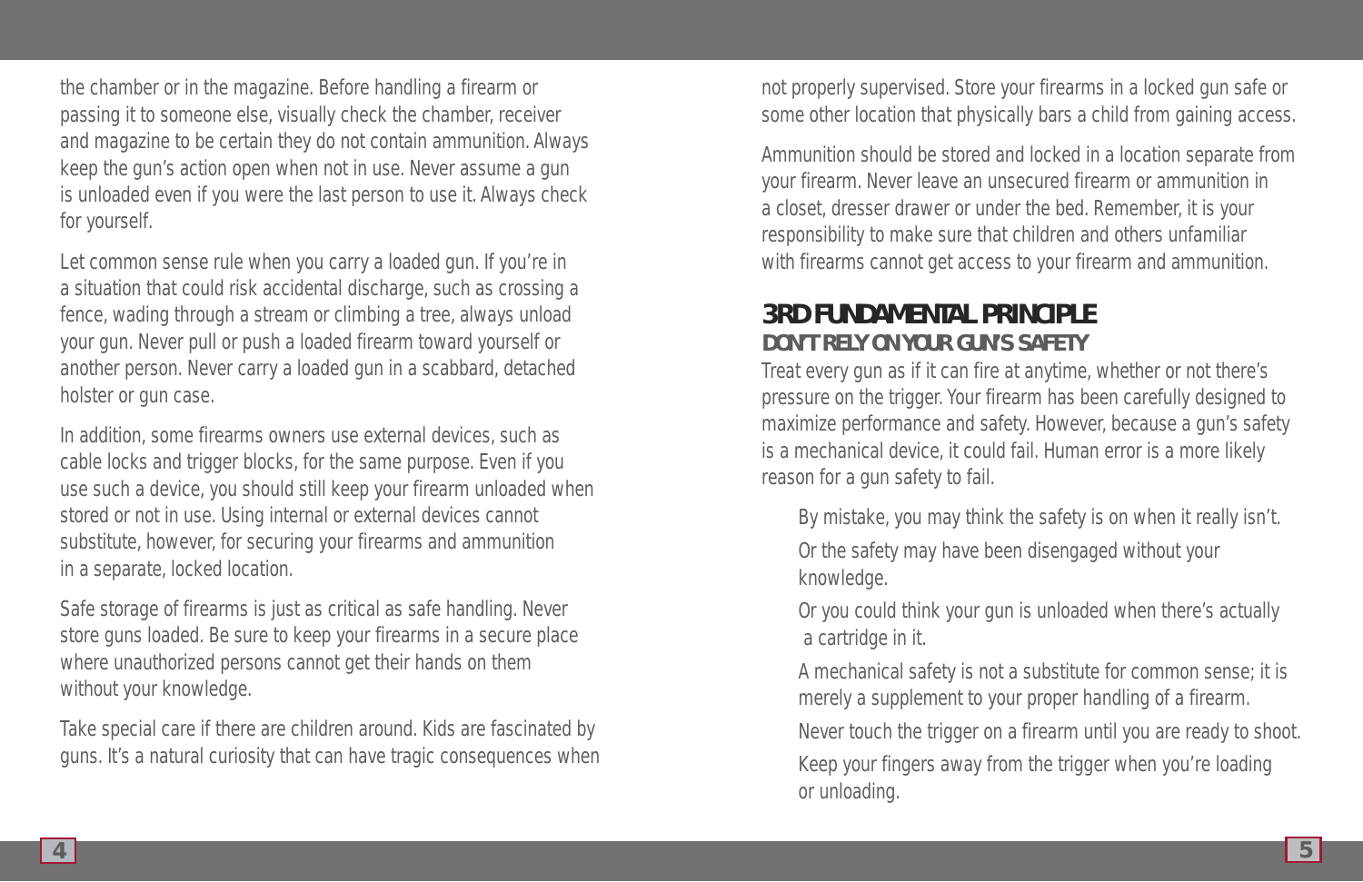the chamber or in the magazine. Before handling a firearm or passing it to someone else, visually check the chamber, receiver and magazine to be certain they do not contain ammunition. Always keep the gun's action open when not in use. Never assume a gun is unloaded even if you were the last person to use it. Always check for yourself.

Let common sense rule when you carry a loaded gun. If you're in a situation that could risk accidental discharge, such as crossing a fence, wading through a stream or climbing a tree, always unload your gun. Never pull or push a loaded firearm toward yourself or another person. Never carry a loaded gun in a scabbard, detached holster or gun case.

In addition, some firearms owners use external devices, such as cable locks and trigger blocks, for the same purpose. Even if you use such a device, you should still keep your firearm unloaded when stored or not in use. Using internal or external devices cannot substitute, however, for securing your firearms and ammunition in a separate, locked location.

Safe storage of firearms is just as critical as safe handling. Never store guns loaded. Be sure to keep your firearms in a secure place where unauthorized persons cannot get their hands on them without your knowledge.

Take special care if there are children around. Kids are fascinated by guns. It's a natural curiosity that can have tragic consequences when not properly supervised. Store your firearms in a locked gun safe or some other location that physically bars a child from gaining access.

Ammunition should be stored and locked in a location separate from your firearm. Never leave an unsecured firearm or ammunition in a closet, dresser drawer or under the bed. Remember, it is your responsibility to make sure that children and others unfamiliar with firearms cannot get access to your firearm and ammunition.

## 3RD FUNDAMENTAL PRINCIPLE

### DON'T RELY ON YOUR GUN'S SAFETY

Treat every gun as if it can fire at anytime, whether or not there's pressure on the trigger. Your firearm has been carefully designed to maximize performance and safety. However, because a gun's safety is a mechanical device, it could fail. Human error is a more likely reason for a gun safety to fail.

By mistake, you may think the safety is on when it really isn't.

Or the safety may have been disengaged without your knowledge.

Or you could think your gun is unloaded when there's actually a cartridge in it.

A mechanical safety is not a substitute for common sense; it is merely a supplement to your proper handling of a firearm.

Never touch the trigger on a firearm until you are ready to shoot.

Keep your fingers away from the trigger when you're loading or unloading.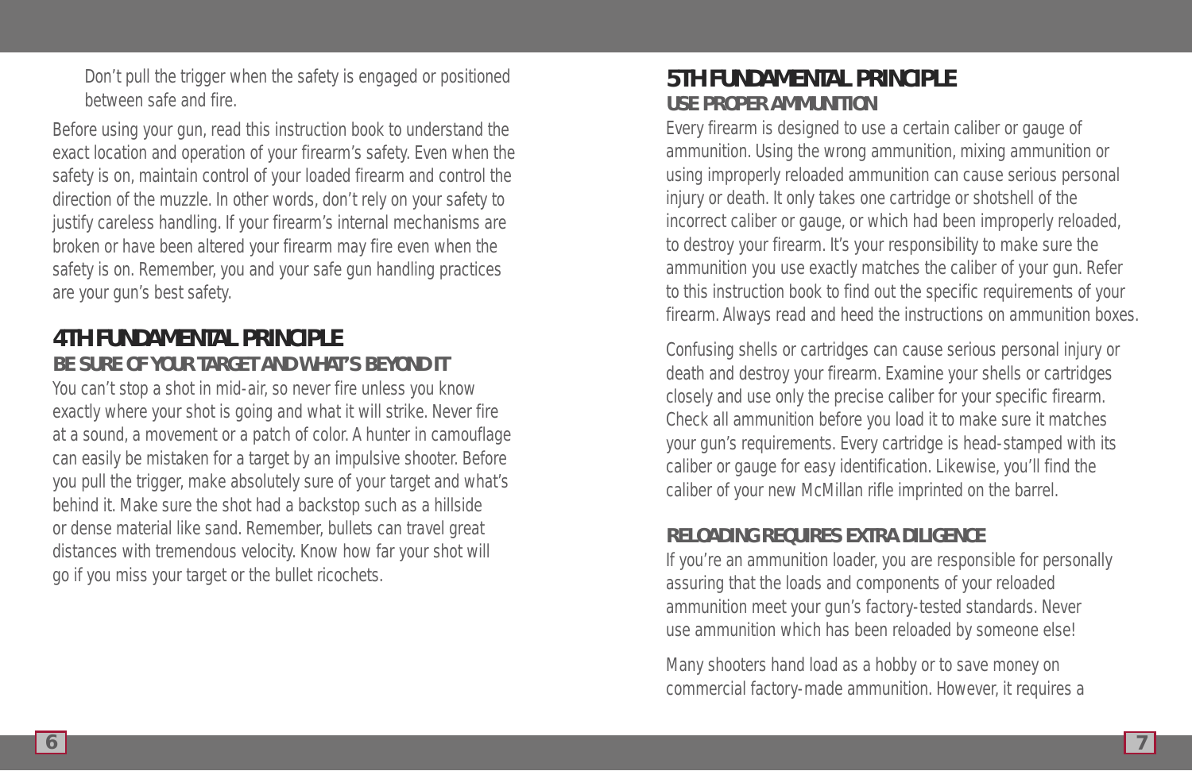Don't pull the trigger when the safety is engaged or positioned between safe and fire.

Before using your gun, read this instruction book to understand the exact location and operation of your firearm's safety. Even when the safety is on, maintain control of your loaded firearm and control the direction of the muzzle. In other words, don't rely on your safety to justify careless handling. If your firearm's internal mechanisms are broken or have been altered your firearm may fire even when the safety is on. Remember, you and your safe gun handling practices are your gun's best safety.

## 4TH FUNDAMENTAL PRINCIPLE

### BE SURE OF YOUR TARGET AND WHAT'S BEYOND IT

You can't stop a shot in mid-air, so never fire unless you know exactly where your shot is going and what it will strike. Never fire at a sound, a movement or a patch of color. A hunter in camouflage can easily be mistaken for a target by an impulsive shooter. Before you pull the trigger, make absolutely sure of your target and what's behind it. Make sure the shot had a backstop such as a hillside or dense material like sand. Remember, bullets can travel great distances with tremendous velocity. Know how far your shot will go if you miss your target or the bullet ricochets.

## 5TH FUNDAMENTAL PRINCIPLE

### USE PROPER AMMUNITION

Every firearm is designed to use a certain caliber or gauge of ammunition. Using the wrong ammunition, mixing ammunition or using improperly reloaded ammunition can cause serious personal injury or death. It only takes one cartridge or shotshell of the incorrect caliber or gauge, or which had been improperly reloaded, to destroy your firearm. It's your responsibility to make sure the ammunition you use exactly matches the caliber of your gun. Refer to this instruction book to find out the specific requirements of your firearm. Always read and heed the instructions on ammunition boxes.

Confusing shells or cartridges can cause serious personal injury or death and destroy your firearm. Examine your shells or cartridges closely and use only the precise caliber for your specific firearm. Check all ammunition before you load it to make sure it matches your gun's requirements. Every cartridge is head-stamped with its caliber or gauge for easy identification. Likewise, you'll find the caliber of your new McMillan rifle imprinted on the barrel.

### RELOADING REQUIRES EXTRA DILIGENCE

If you're an ammunition loader, you are responsible for personally assuring that the loads and components of your reloaded ammunition meet your gun's factory-tested standards. Never use ammunition which has been reloaded by someone else!

Many shooters hand load as a hobby or to save money on commercial factory-made ammunition. However, it requires a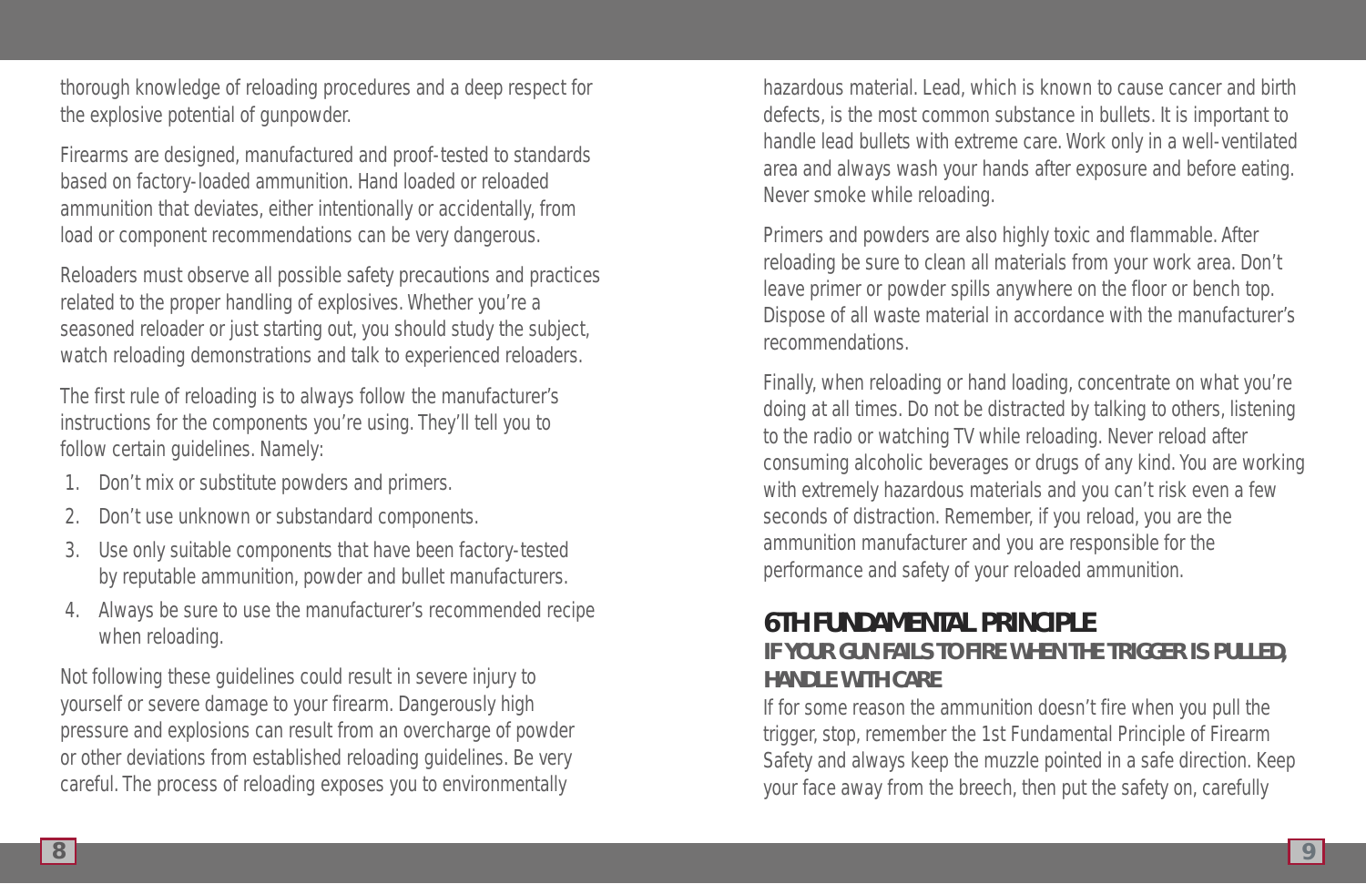thorough knowledge of reloading procedures and a deep respect for the explosive potential of gunpowder.

Firearms are designed, manufactured and proof-tested to standards based on factory-loaded ammunition. Hand loaded or reloaded ammunition that deviates, either intentionally or accidentally, from load or component recommendations can be very dangerous.

Reloaders must observe all possible safety precautions and practices related to the proper handling of explosives. Whether you're a seasoned reloader or just starting out, you should study the subject, watch reloading demonstrations and talk to experienced reloaders.

The first rule of reloading is to always follow the manufacturer's instructions for the components you're using. They'll tell you to follow certain guidelines. Namely:

1. Don't mix or substitute powders and primers.
2. Don't use unknown or substandard components.
3. Use only suitable components that have been factory-tested by reputable ammunition, powder and bullet manufacturers.
4. Always be sure to use the manufacturer's recommended recipe when reloading.

Not following these guidelines could result in severe injury to yourself or severe damage to your firearm. Dangerously high pressure and explosions can result from an overcharge of powder or other deviations from established reloading guidelines. Be very careful. The process of reloading exposes you to environmentally hazardous material. Lead, which is known to cause cancer and birth defects, is the most common substance in bullets. It is important to handle lead bullets with extreme care. Work only in a well-ventilated area and always wash your hands after exposure and before eating. Never smoke while reloading.

Primers and powders are also highly toxic and flammable. After reloading be sure to clean all materials from your work area. Don't leave primer or powder spills anywhere on the floor or bench top. Dispose of all waste material in accordance with the manufacturer's recommendations.

Finally, when reloading or hand loading, concentrate on what you're doing at all times. Do not be distracted by talking to others, listening to the radio or watching TV while reloading. Never reload after consuming alcoholic beverages or drugs of any kind. You are working with extremely hazardous materials and you can't risk even a few seconds of distraction. Remember, if you reload, you are the ammunition manufacturer and you are responsible for the performance and safety of your reloaded ammunition.

## 6TH FUNDAMENTAL PRINCIPLE

### IF YOUR GUN FAILS TO FIRE WHEN THE TRIGGER IS PULLED, HANDLE WITH CARE

If for some reason the ammunition doesn't fire when you pull the trigger, stop, remember the 1st Fundamental Principle of Firearm Safety and always keep the muzzle pointed in a safe direction. Keep your face away from the breech, then put the safety on, carefully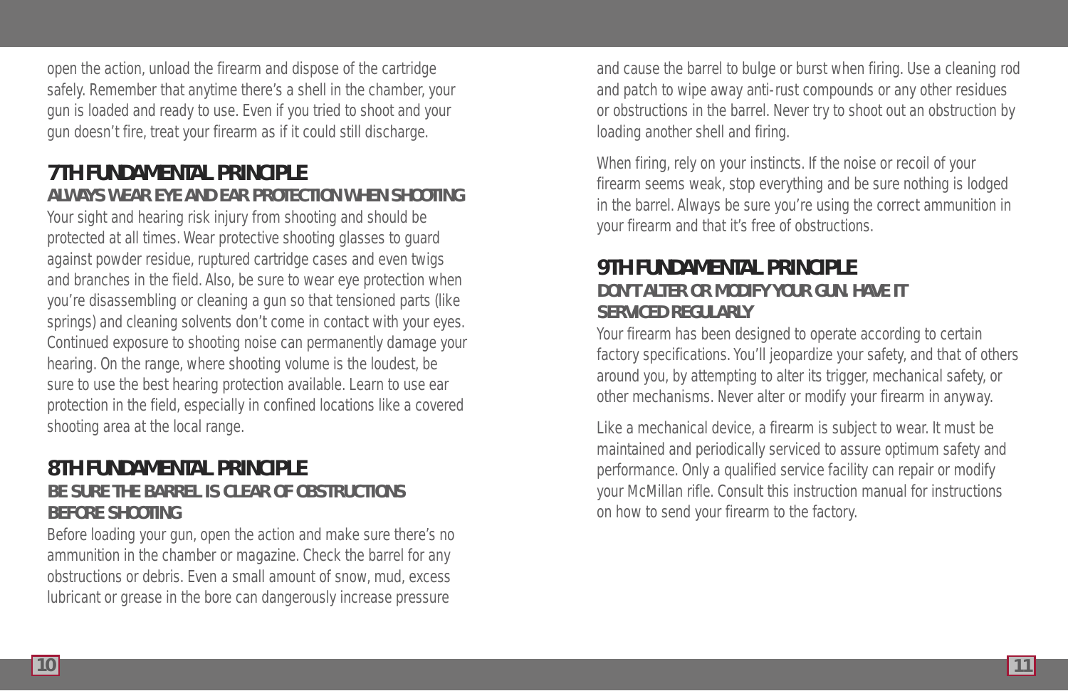open the action, unload the firearm and dispose of the cartridge safely. Remember that anytime there's a shell in the chamber, your gun is loaded and ready to use. Even if you tried to shoot and your gun doesn't fire, treat your firearm as if it could still discharge.

## 7TH FUNDAMENTAL PRINCIPLE

### ALWAYS WEAR EYE AND EAR PROTECTION WHEN SHOOTING

Your sight and hearing risk injury from shooting and should be protected at all times. Wear protective shooting glasses to guard against powder residue, ruptured cartridge cases and even twigs and branches in the field. Also, be sure to wear eye protection when you're disassembling or cleaning a gun so that tensioned parts (like springs) and cleaning solvents don't come in contact with your eyes. Continued exposure to shooting noise can permanently damage your hearing. On the range, where shooting volume is the loudest, be sure to use the best hearing protection available. Learn to use ear protection in the field, especially in confined locations like a covered shooting area at the local range.

## 8TH FUNDAMENTAL PRINCIPLE

### BE SURE THE BARREL IS CLEAR OF OBSTRUCTIONS BEFORE SHOOTING

Before loading your gun, open the action and make sure there's no ammunition in the chamber or magazine. Check the barrel for any obstructions or debris. Even a small amount of snow, mud, excess lubricant or grease in the bore can dangerously increase pressure and cause the barrel to bulge or burst when firing. Use a cleaning rod and patch to wipe away anti-rust compounds or any other residues or obstructions in the barrel. Never try to shoot out an obstruction by loading another shell and firing.

When firing, rely on your instincts. If the noise or recoil of your firearm seems weak, stop everything and be sure nothing is lodged in the barrel. Always be sure you're using the correct ammunition in your firearm and that it's free of obstructions.

## 9TH FUNDAMENTAL PRINCIPLE

### DON'T ALTER OR MODIFY YOUR GUN. HAVE IT SERVICED REGULARLY

Your firearm has been designed to operate according to certain factory specifications. You'll jeopardize your safety, and that of others around you, by attempting to alter its trigger, mechanical safety, or other mechanisms. Never alter or modify your firearm in anyway.

Like a mechanical device, a firearm is subject to wear. It must be maintained and periodically serviced to assure optimum safety and performance. Only a qualified service facility can repair or modify your McMillan rifle. Consult this instruction manual for instructions on how to send your firearm to the factory.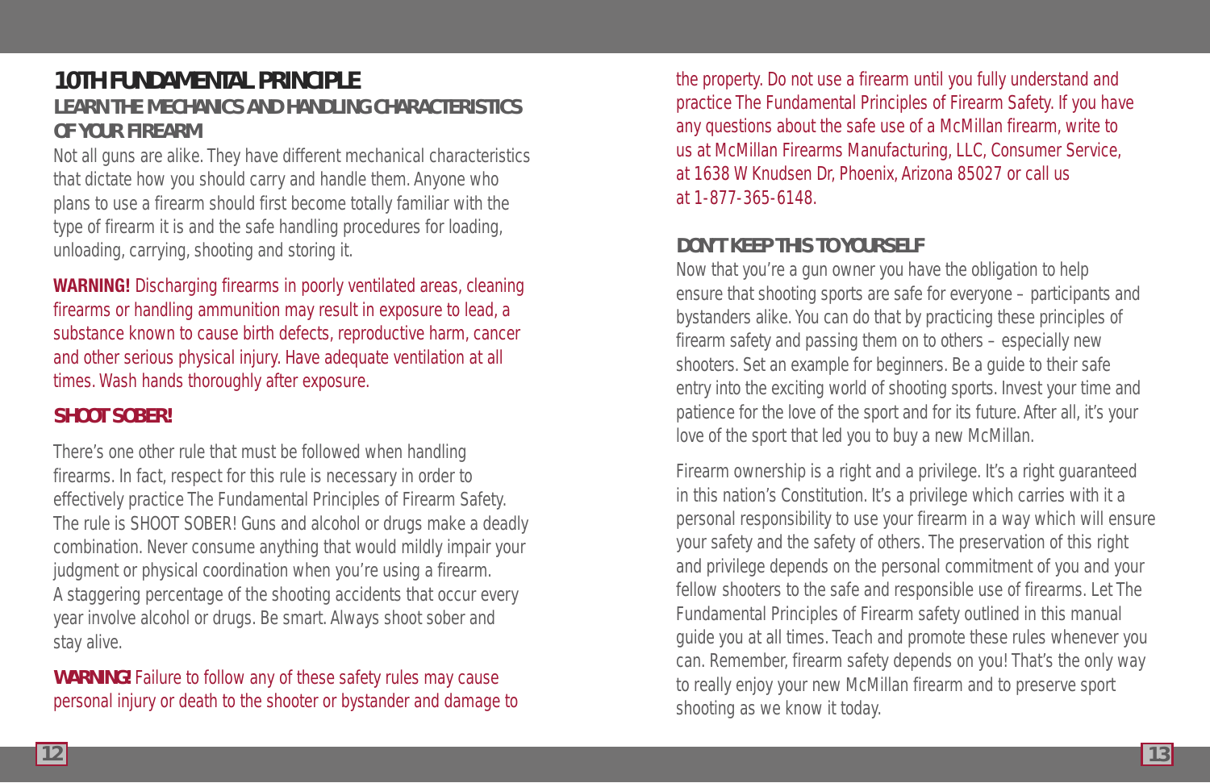## 10TH FUNDAMENTAL PRINCIPLE

### LEARN THE MECHANICS AND HANDLING CHARACTERISTICS OF YOUR FIREARM

Not all guns are alike. They have different mechanical characteristics that dictate how you should carry and handle them. Anyone who plans to use a firearm should first become totally familiar with the type of firearm it is and the safe handling procedures for loading, unloading, carrying, shooting and storing it.

**WARNING!** Discharging firearms in poorly ventilated areas, cleaning firearms or handling ammunition may result in exposure to lead, a substance known to cause birth defects, reproductive harm, cancer and other serious physical injury. Have adequate ventilation at all times. Wash hands thoroughly after exposure.

### SHOOT SOBER!

There's one other rule that must be followed when handling firearms. In fact, respect for this rule is necessary in order to effectively practice The Fundamental Principles of Firearm Safety. The rule is SHOOT SOBER! Guns and alcohol or drugs make a deadly combination. Never consume anything that would mildly impair your judgment or physical coordination when you're using a firearm. A staggering percentage of the shooting accidents that occur every year involve alcohol or drugs. Be smart. Always shoot sober and stay alive.

**WARNING!** Failure to follow any of these safety rules may cause personal injury or death to the shooter or bystander and damage to the property. Do not use a firearm until you fully understand and practice The Fundamental Principles of Firearm Safety. If you have any questions about the safe use of a McMillan firearm, write to us at McMillan Firearms Manufacturing, LLC, Consumer Service, at 1638 W Knudsen Dr, Phoenix, Arizona 85027 or call us at 1-877-365-6148.

### DON'T KEEP THIS TO YOURSELF

Now that you're a gun owner you have the obligation to help ensure that shooting sports are safe for everyone – participants and bystanders alike. You can do that by practicing these principles of firearm safety and passing them on to others – especially new shooters. Set an example for beginners. Be a guide to their safe entry into the exciting world of shooting sports. Invest your time and patience for the love of the sport and for its future. After all, it's your love of the sport that led you to buy a new McMillan.

Firearm ownership is a right and a privilege. It's a right guaranteed in this nation's Constitution. It's a privilege which carries with it a personal responsibility to use your firearm in a way which will ensure your safety and the safety of others. The preservation of this right and privilege depends on the personal commitment of you and your fellow shooters to the safe and responsible use of firearms. Let The Fundamental Principles of Firearm safety outlined in this manual guide you at all times. Teach and promote these rules whenever you can. Remember, firearm safety depends on you! That's the only way to really enjoy your new McMillan firearm and to preserve sport shooting as we know it today.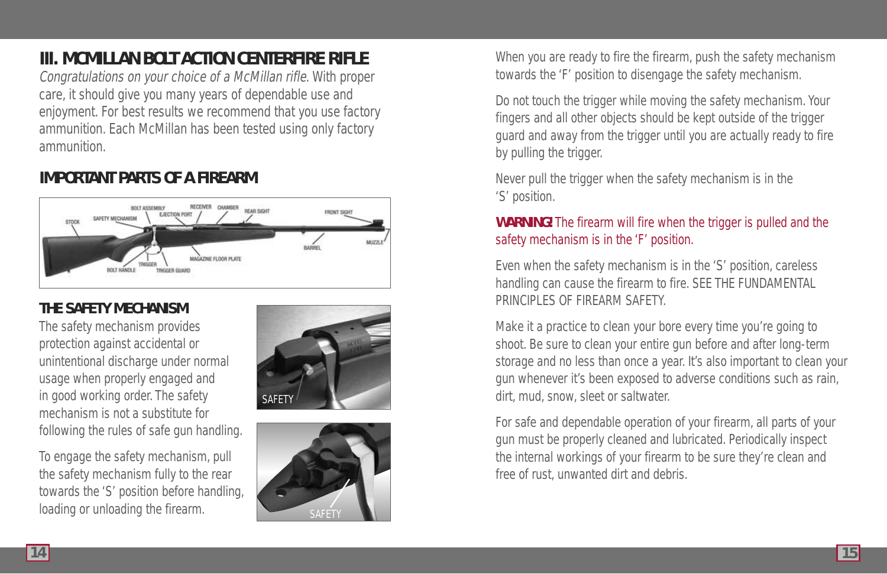# III. MCMILLAN BOLT ACTION CENTERFIRE RIFLE

*Congratulations on your choice of a McMillan rifle.* With proper care, it should give you many years of dependable use and enjoyment. For best results we recommend that you use factory ammunition. Each McMillan has been tested using only factory ammunition.

## IMPORTANT PARTS OF A FIREARM

STOCK, SAFETY MECHANISM, BOLT ASSEMBLY, EJECTION PORT, RECEIVER, CHAMBER, REAR SIGHT, FRONT SIGHT, MUZZLE, BARREL, MAGAZINE FLOOR PLATE, TRIGGER, TRIGGER GUARD, BOLT HANDLE

## THE SAFETY MECHANISM

The safety mechanism provides protection against accidental or unintentional discharge under normal usage when properly engaged and in good working order. The safety mechanism is not a substitute for following the rules of safe gun handling.

To engage the safety mechanism, pull the safety mechanism fully to the rear towards the 'S' position before handling, loading or unloading the firearm.

SAFETY

SAFETY

When you are ready to fire the firearm, push the safety mechanism towards the 'F' position to disengage the safety mechanism.

Do not touch the trigger while moving the safety mechanism. Your fingers and all other objects should be kept outside of the trigger guard and away from the trigger until you are actually ready to fire by pulling the trigger.

Never pull the trigger when the safety mechanism is in the 'S' position.

**WARNING!** The firearm will fire when the trigger is pulled and the safety mechanism is in the 'F' position.

Even when the safety mechanism is in the 'S' position, careless handling can cause the firearm to fire. SEE THE FUNDAMENTAL PRINCIPLES OF FIREARM SAFETY.

Make it a practice to clean your bore every time you're going to shoot. Be sure to clean your entire gun before and after long-term storage and no less than once a year. It's also important to clean your gun whenever it's been exposed to adverse conditions such as rain, dirt, mud, snow, sleet or saltwater.

For safe and dependable operation of your firearm, all parts of your gun must be properly cleaned and lubricated. Periodically inspect the internal workings of your firearm to be sure they're clean and free of rust, unwanted dirt and debris.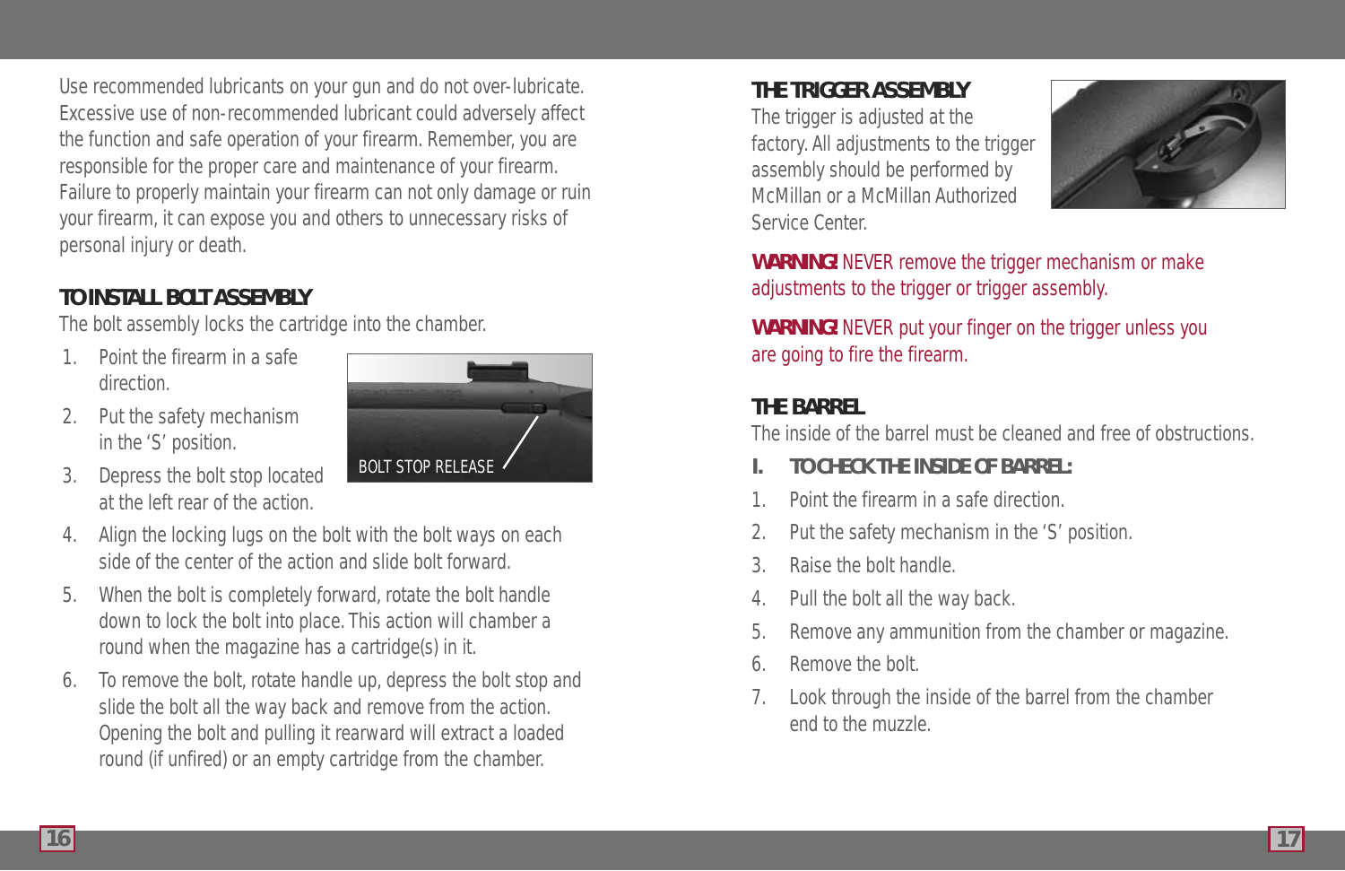Use recommended lubricants on your gun and do not over-lubricate. Excessive use of non-recommended lubricant could adversely affect the function and safe operation of your firearm. Remember, you are responsible for the proper care and maintenance of your firearm. Failure to properly maintain your firearm can not only damage or ruin your firearm, it can expose you and others to unnecessary risks of personal injury or death.

### TO INSTALL BOLT ASSEMBLY

The bolt assembly locks the cartridge into the chamber.

1. Point the firearm in a safe direction.
2. Put the safety mechanism in the 'S' position.
3. Depress the bolt stop located at the left rear of the action.
4. Align the locking lugs on the bolt with the bolt ways on each side of the center of the action and slide bolt forward.
5. When the bolt is completely forward, rotate the bolt handle down to lock the bolt into place. This action will chamber a round when the magazine has a cartridge(s) in it.
6. To remove the bolt, rotate handle up, depress the bolt stop and slide the bolt all the way back and remove from the action. Opening the bolt and pulling it rearward will extract a loaded round (if unfired) or an empty cartridge from the chamber.

BOLT STOP RELEASE

### THE TRIGGER ASSEMBLY

The trigger is adjusted at the factory. All adjustments to the trigger assembly should be performed by McMillan or a McMillan Authorized Service Center.

**WARNING!** NEVER remove the trigger mechanism or make adjustments to the trigger or trigger assembly.

**WARNING!** NEVER put your finger on the trigger unless you are going to fire the firearm.

### THE BARREL

The inside of the barrel must be cleaned and free of obstructions.

**I. TO CHECK THE INSIDE OF BARREL:**

1. Point the firearm in a safe direction.
2. Put the safety mechanism in the 'S' position.
3. Raise the bolt handle.
4. Pull the bolt all the way back.
5. Remove any ammunition from the chamber or magazine.
6. Remove the bolt.
7. Look through the inside of the barrel from the chamber end to the muzzle.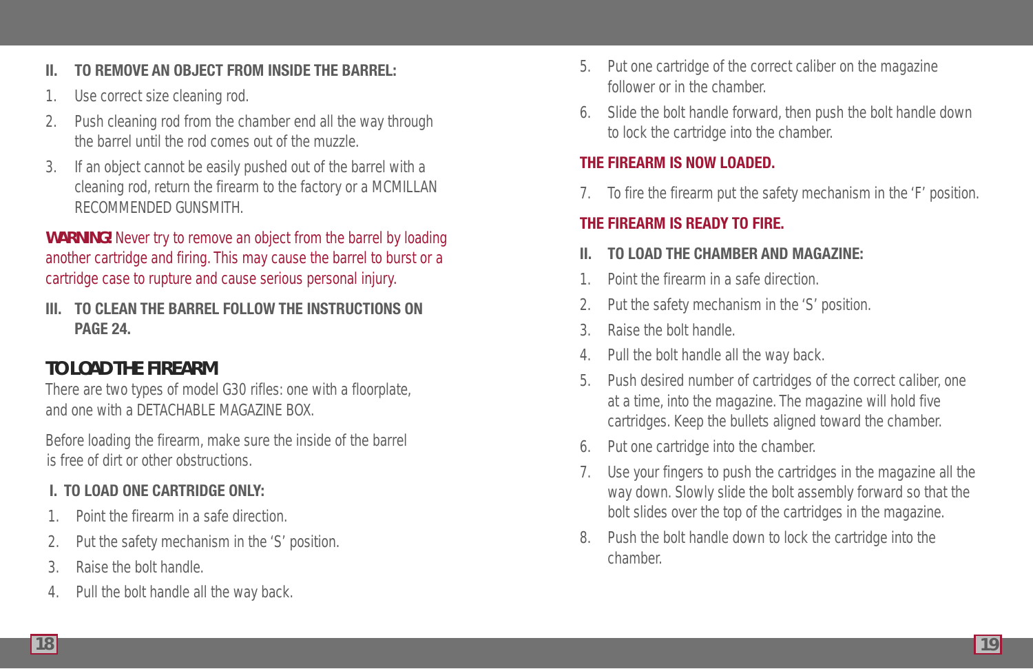### II. TO REMOVE AN OBJECT FROM INSIDE THE BARREL:

1. Use correct size cleaning rod.
2. Push cleaning rod from the chamber end all the way through the barrel until the rod comes out of the muzzle.
3. If an object cannot be easily pushed out of the barrel with a cleaning rod, return the firearm to the factory or a MCMILLAN RECOMMENDED GUNSMITH.

**WARNING!** Never try to remove an object from the barrel by loading another cartridge and firing. This may cause the barrel to burst or a cartridge case to rupture and cause serious personal injury.

### III. TO CLEAN THE BARREL FOLLOW THE INSTRUCTIONS ON PAGE 24.

## TO LOAD THE FIREARM

There are two types of model G30 rifles: one with a floorplate, and one with a DETACHABLE MAGAZINE BOX.

Before loading the firearm, make sure the inside of the barrel is free of dirt or other obstructions.

### I. TO LOAD ONE CARTRIDGE ONLY:

1. Point the firearm in a safe direction.
2. Put the safety mechanism in the 'S' position.
3. Raise the bolt handle.
4. Pull the bolt handle all the way back.
5. Put one cartridge of the correct caliber on the magazine follower or in the chamber.
6. Slide the bolt handle forward, then push the bolt handle down to lock the cartridge into the chamber.

**THE FIREARM IS NOW LOADED.**

7. To fire the firearm put the safety mechanism in the 'F' position.

**THE FIREARM IS READY TO FIRE.**

### II. TO LOAD THE CHAMBER AND MAGAZINE:

1. Point the firearm in a safe direction.
2. Put the safety mechanism in the 'S' position.
3. Raise the bolt handle.
4. Pull the bolt handle all the way back.
5. Push desired number of cartridges of the correct caliber, one at a time, into the magazine. The magazine will hold five cartridges. Keep the bullets aligned toward the chamber.
6. Put one cartridge into the chamber.
7. Use your fingers to push the cartridges in the magazine all the way down. Slowly slide the bolt assembly forward so that the bolt slides over the top of the cartridges in the magazine.
8. Push the bolt handle down to lock the cartridge into the chamber.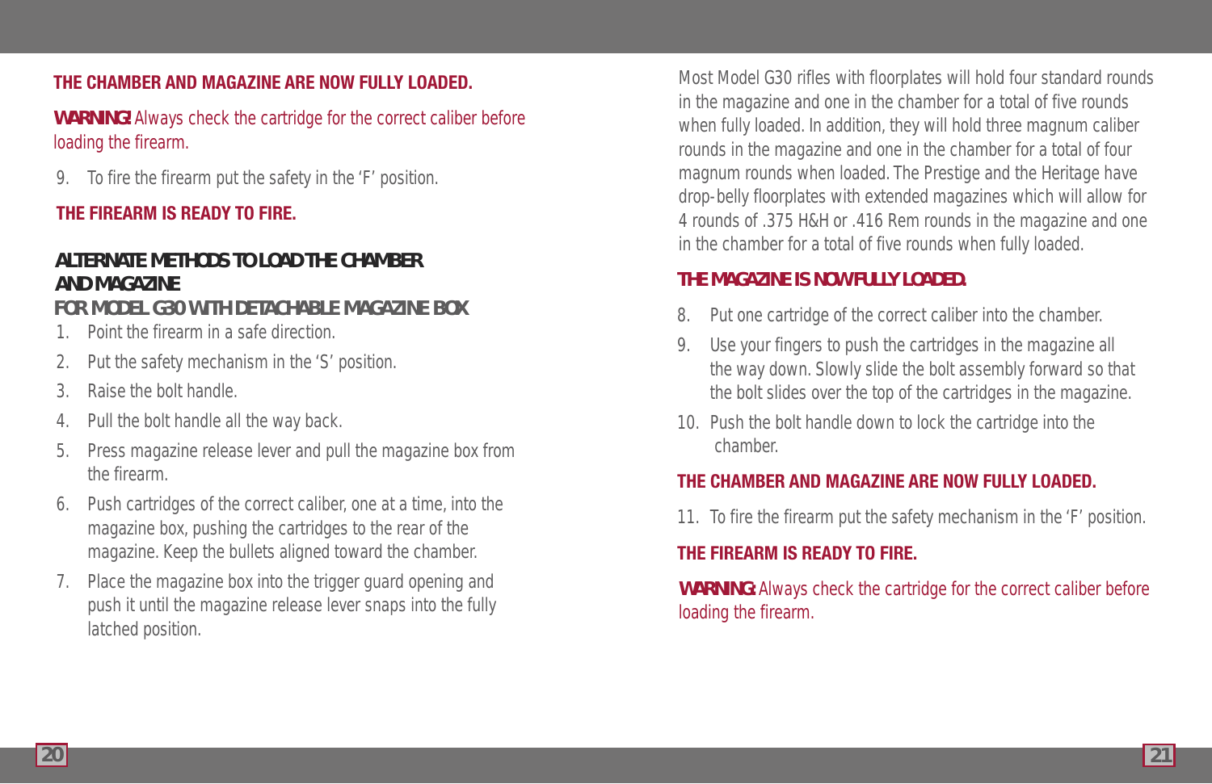**THE CHAMBER AND MAGAZINE ARE NOW FULLY LOADED.**

**WARNING!** Always check the cartridge for the correct caliber before loading the firearm.

9. To fire the firearm put the safety in the 'F' position.

**THE FIREARM IS READY TO FIRE.**

## ALTERNATE METHODS TO LOAD THE CHAMBER AND MAGAZINE

### FOR MODEL G30 WITH DETACHABLE MAGAZINE BOX

1. Point the firearm in a safe direction.
2. Put the safety mechanism in the 'S' position.
3. Raise the bolt handle.
4. Pull the bolt handle all the way back.
5. Press magazine release lever and pull the magazine box from the firearm.
6. Push cartridges of the correct caliber, one at a time, into the magazine box, pushing the cartridges to the rear of the magazine. Keep the bullets aligned toward the chamber.
7. Place the magazine box into the trigger guard opening and push it until the magazine release lever snaps into the fully latched position.

Most Model G30 rifles with floorplates will hold four standard rounds in the magazine and one in the chamber for a total of five rounds when fully loaded. In addition, they will hold three magnum caliber rounds in the magazine and one in the chamber for a total of four magnum rounds when loaded. The Prestige and the Heritage have drop-belly floorplates with extended magazines which will allow for 4 rounds of .375 H&H or .416 Rem rounds in the magazine and one in the chamber for a total of five rounds when fully loaded.

**THE MAGAZINE IS NOW FULLY LOADED.**

8. Put one cartridge of the correct caliber into the chamber.
9. Use your fingers to push the cartridges in the magazine all the way down. Slowly slide the bolt assembly forward so that the bolt slides over the top of the cartridges in the magazine.
10. Push the bolt handle down to lock the cartridge into the chamber.

**THE CHAMBER AND MAGAZINE ARE NOW FULLY LOADED.**

11. To fire the firearm put the safety mechanism in the 'F' position.

**THE FIREARM IS READY TO FIRE.**

**WARNING:** Always check the cartridge for the correct caliber before loading the firearm.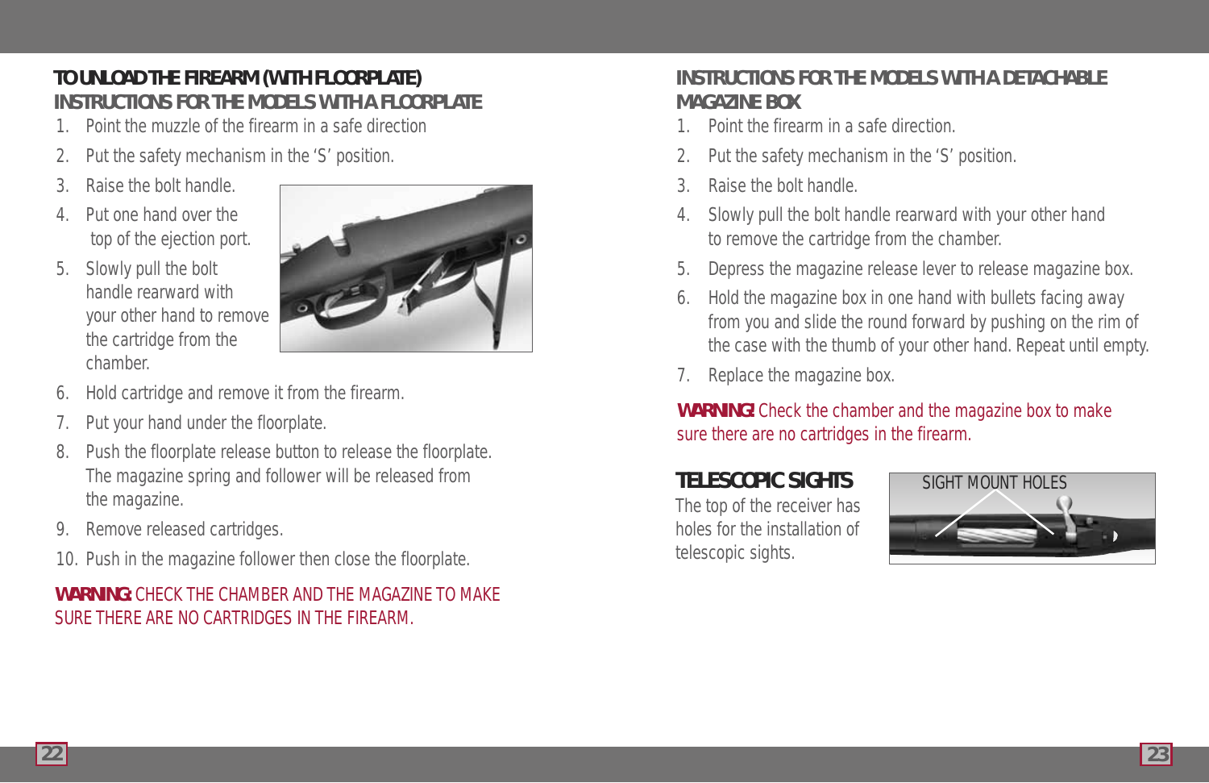## TO UNLOAD THE FIREARM (WITH FLOORPLATE)

### INSTRUCTIONS FOR THE MODELS WITH A FLOORPLATE

1. Point the muzzle of the firearm in a safe direction
2. Put the safety mechanism in the 'S' position.
3. Raise the bolt handle.
4. Put one hand over the top of the ejection port.
5. Slowly pull the bolt handle rearward with your other hand to remove the cartridge from the chamber.
6. Hold cartridge and remove it from the firearm.
7. Put your hand under the floorplate.
8. Push the floorplate release button to release the floorplate. The magazine spring and follower will be released from the magazine.
9. Remove released cartridges.
10. Push in the magazine follower then close the floorplate.

**WARNING:** CHECK THE CHAMBER AND THE MAGAZINE TO MAKE SURE THERE ARE NO CARTRIDGES IN THE FIREARM.

### INSTRUCTIONS FOR THE MODELS WITH A DETACHABLE MAGAZINE BOX

1. Point the firearm in a safe direction.
2. Put the safety mechanism in the 'S' position.
3. Raise the bolt handle.
4. Slowly pull the bolt handle rearward with your other hand to remove the cartridge from the chamber.
5. Depress the magazine release lever to release magazine box.
6. Hold the magazine box in one hand with bullets facing away from you and slide the round forward by pushing on the rim of the case with the thumb of your other hand. Repeat until empty.
7. Replace the magazine box.

**WARNING!** Check the chamber and the magazine box to make sure there are no cartridges in the firearm.

## TELESCOPIC SIGHTS

The top of the receiver has holes for the installation of telescopic sights.

SIGHT MOUNT HOLES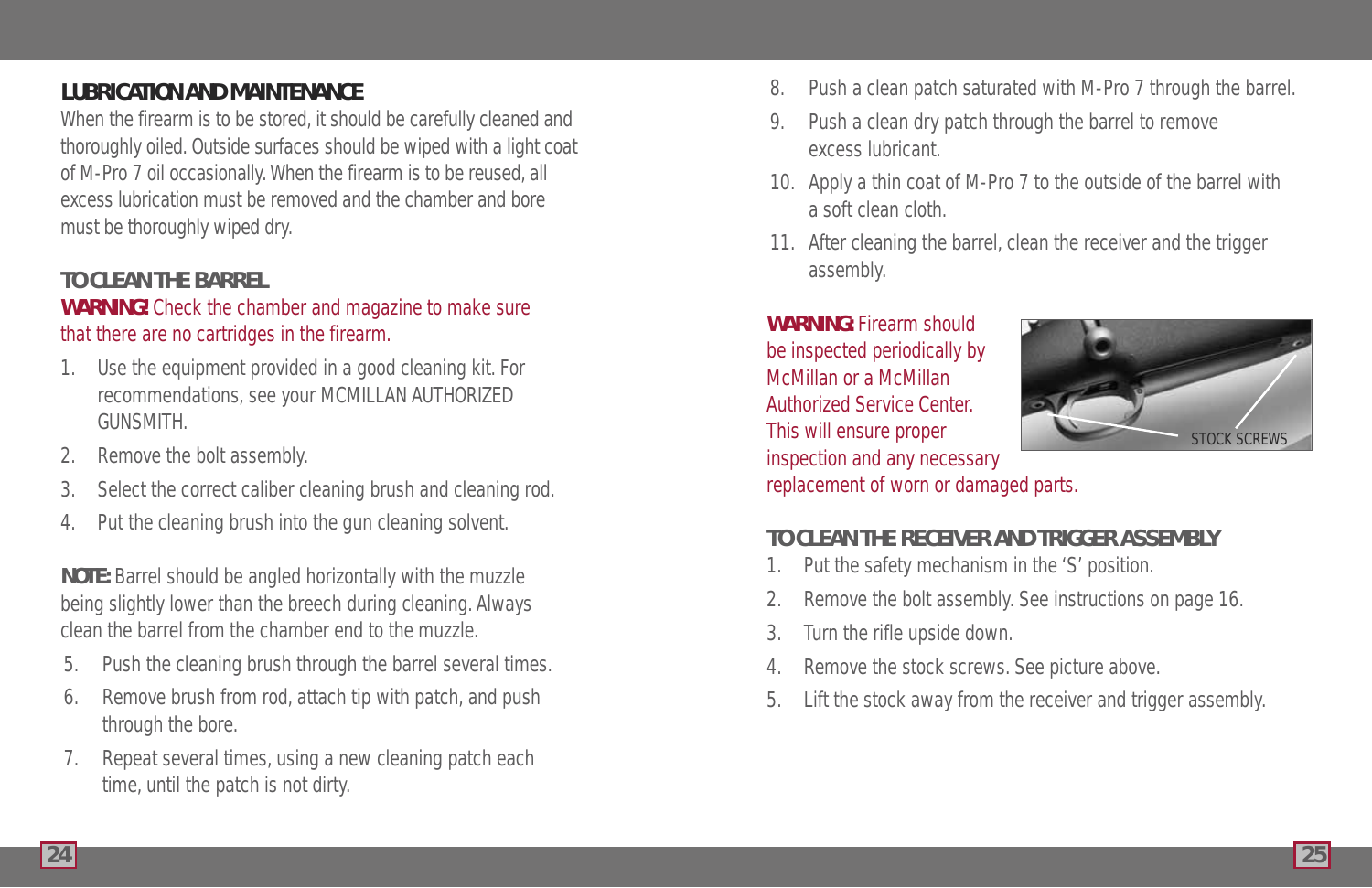## LUBRICATION AND MAINTENANCE

When the firearm is to be stored, it should be carefully cleaned and thoroughly oiled. Outside surfaces should be wiped with a light coat of M-Pro 7 oil occasionally. When the firearm is to be reused, all excess lubrication must be removed and the chamber and bore must be thoroughly wiped dry.

## TO CLEAN THE BARREL

**WARNING!** Check the chamber and magazine to make sure that there are no cartridges in the firearm.

1. Use the equipment provided in a good cleaning kit. For recommendations, see your MCMILLAN AUTHORIZED GUNSMITH.
2. Remove the bolt assembly.
3. Select the correct caliber cleaning brush and cleaning rod.
4. Put the cleaning brush into the gun cleaning solvent.

**NOTE:** Barrel should be angled horizontally with the muzzle being slightly lower than the breech during cleaning. Always clean the barrel from the chamber end to the muzzle.

5. Push the cleaning brush through the barrel several times.
6. Remove brush from rod, attach tip with patch, and push through the bore.
7. Repeat several times, using a new cleaning patch each time, until the patch is not dirty.
8. Push a clean patch saturated with M-Pro 7 through the barrel.
9. Push a clean dry patch through the barrel to remove excess lubricant.
10. Apply a thin coat of M-Pro 7 to the outside of the barrel with a soft clean cloth.
11. After cleaning the barrel, clean the receiver and the trigger assembly.

**WARNING:** Firearm should be inspected periodically by McMillan or a McMillan Authorized Service Center. This will ensure proper inspection and any necessary replacement of worn or damaged parts.

STOCK SCREWS

## TO CLEAN THE RECEIVER AND TRIGGER ASSEMBLY

1. Put the safety mechanism in the 'S' position.
2. Remove the bolt assembly. See instructions on page 16.
3. Turn the rifle upside down.
4. Remove the stock screws. See picture above.
5. Lift the stock away from the receiver and trigger assembly.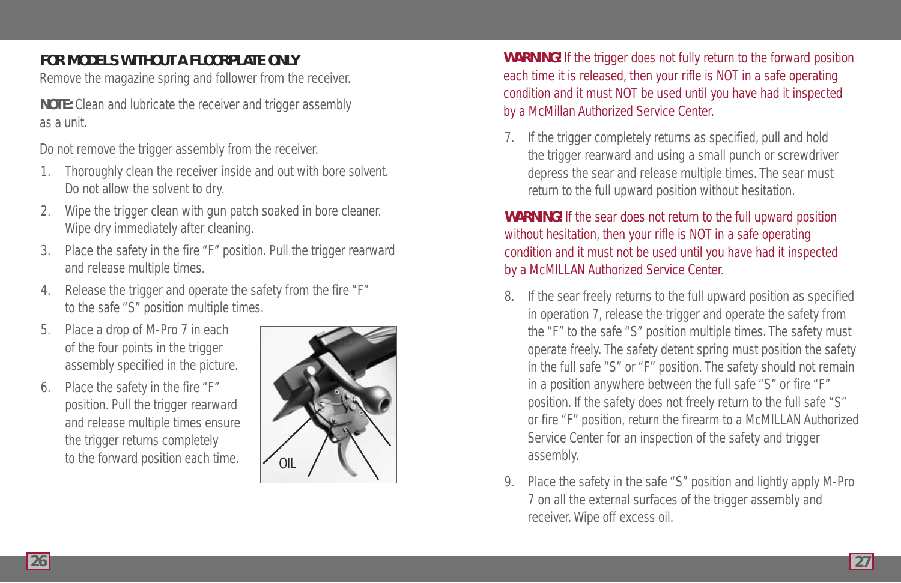### FOR MODELS WITHOUT A FLOORPLATE ONLY

Remove the magazine spring and follower from the receiver.

**NOTE:** Clean and lubricate the receiver and trigger assembly as a unit.

Do not remove the trigger assembly from the receiver.

1. Thoroughly clean the receiver inside and out with bore solvent. Do not allow the solvent to dry.
2. Wipe the trigger clean with gun patch soaked in bore cleaner. Wipe dry immediately after cleaning.
3. Place the safety in the fire "F" position. Pull the trigger rearward and release multiple times.
4. Release the trigger and operate the safety from the fire "F" to the safe "S" position multiple times.
5. Place a drop of M-Pro 7 in each of the four points in the trigger assembly specified in the picture.
6. Place the safety in the fire "F" position. Pull the trigger rearward and release multiple times ensure the trigger returns completely to the forward position each time.

OIL

**WARNING!** If the trigger does not fully return to the forward position each time it is released, then your rifle is NOT in a safe operating condition and it must NOT be used until you have had it inspected by a McMillan Authorized Service Center.

7. If the trigger completely returns as specified, pull and hold the trigger rearward and using a small punch or screwdriver depress the sear and release multiple times. The sear must return to the full upward position without hesitation.

**WARNING!** If the sear does not return to the full upward position without hesitation, then your rifle is NOT in a safe operating condition and it must not be used until you have had it inspected by a McMILLAN Authorized Service Center.

8. If the sear freely returns to the full upward position as specified in operation 7, release the trigger and operate the safety from the "F" to the safe "S" position multiple times. The safety must operate freely. The safety detent spring must position the safety in the full safe "S" or "F" position. The safety should not remain in a position anywhere between the full safe "S" or fire "F" position. If the safety does not freely return to the full safe "S" or fire "F" position, return the firearm to a McMILLAN Authorized Service Center for an inspection of the safety and trigger assembly.
9. Place the safety in the safe "S" position and lightly apply M-Pro 7 on all the external surfaces of the trigger assembly and receiver. Wipe off excess oil.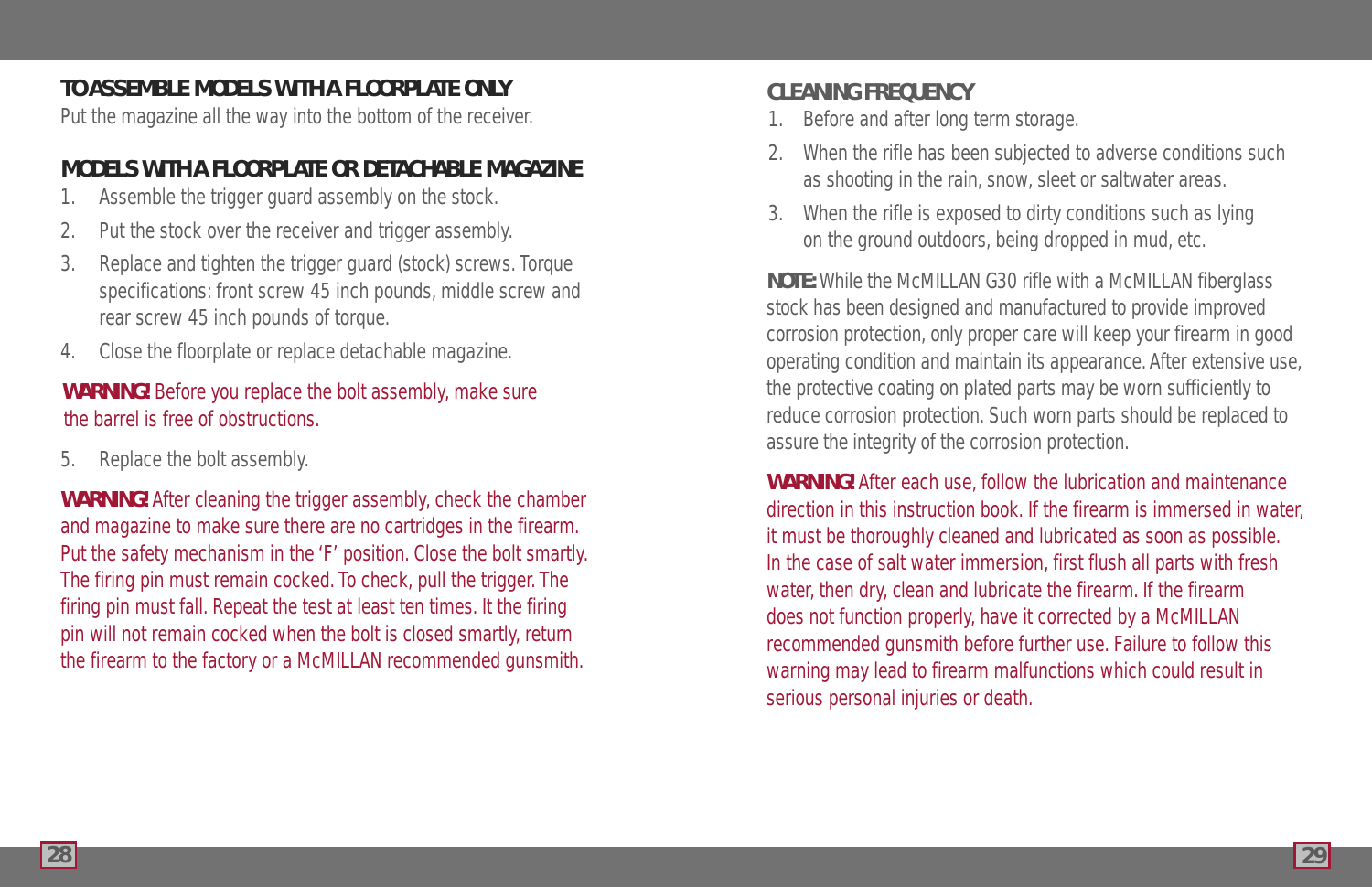## TO ASSEMBLE MODELS WITH A FLOORPLATE ONLY

Put the magazine all the way into the bottom of the receiver.

## MODELS WITH A FLOORPLATE OR DETACHABLE MAGAZINE

1. Assemble the trigger guard assembly on the stock.
2. Put the stock over the receiver and trigger assembly.
3. Replace and tighten the trigger guard (stock) screws. Torque specifications: front screw 45 inch pounds, middle screw and rear screw 45 inch pounds of torque.
4. Close the floorplate or replace detachable magazine.

**WARNING!** Before you replace the bolt assembly, make sure the barrel is free of obstructions.

5. Replace the bolt assembly.

**WARNING!** After cleaning the trigger assembly, check the chamber and magazine to make sure there are no cartridges in the firearm. Put the safety mechanism in the 'F' position. Close the bolt smartly. The firing pin must remain cocked. To check, pull the trigger. The firing pin must fall. Repeat the test at least ten times. It the firing pin will not remain cocked when the bolt is closed smartly, return the firearm to the factory or a McMILLAN recommended gunsmith.

## CLEANING FREQUENCY

1. Before and after long term storage.
2. When the rifle has been subjected to adverse conditions such as shooting in the rain, snow, sleet or saltwater areas.
3. When the rifle is exposed to dirty conditions such as lying on the ground outdoors, being dropped in mud, etc.

**NOTE:** While the McMILLAN G30 rifle with a McMILLAN fiberglass stock has been designed and manufactured to provide improved corrosion protection, only proper care will keep your firearm in good operating condition and maintain its appearance. After extensive use, the protective coating on plated parts may be worn sufficiently to reduce corrosion protection. Such worn parts should be replaced to assure the integrity of the corrosion protection.

**WARNING!** After each use, follow the lubrication and maintenance direction in this instruction book. If the firearm is immersed in water, it must be thoroughly cleaned and lubricated as soon as possible. In the case of salt water immersion, first flush all parts with fresh water, then dry, clean and lubricate the firearm. If the firearm does not function properly, have it corrected by a McMILLAN recommended gunsmith before further use. Failure to follow this warning may lead to firearm malfunctions which could result in serious personal injuries or death.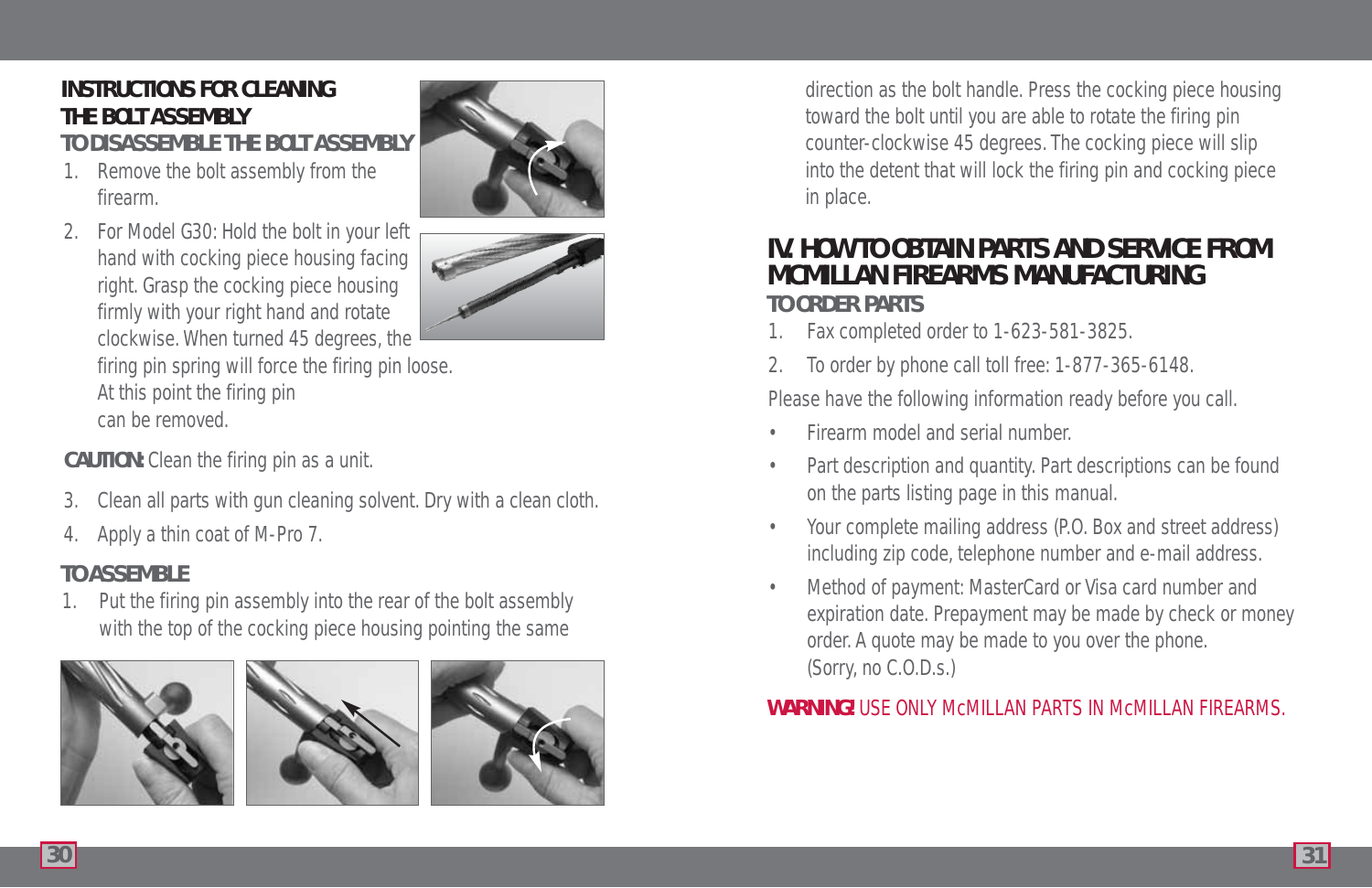## INSTRUCTIONS FOR CLEANING THE BOLT ASSEMBLY

### TO DISASSEMBLE THE BOLT ASSEMBLY

1. Remove the bolt assembly from the firearm.
2. For Model G30: Hold the bolt in your left hand with cocking piece housing facing right. Grasp the cocking piece housing firmly with your right hand and rotate clockwise. When turned 45 degrees, the firing pin spring will force the firing pin loose. At this point the firing pin can be removed.

**CAUTION:** Clean the firing pin as a unit.

3. Clean all parts with gun cleaning solvent. Dry with a clean cloth.
4. Apply a thin coat of M-Pro 7.

### TO ASSEMBLE

1. Put the firing pin assembly into the rear of the bolt assembly with the top of the cocking piece housing pointing the same direction as the bolt handle. Press the cocking piece housing toward the bolt until you are able to rotate the firing pin counter-clockwise 45 degrees. The cocking piece will slip into the detent that will lock the firing pin and cocking piece in place.

## IV. HOW TO OBTAIN PARTS AND SERVICE FROM McMILLAN FIREARMS MANUFACTURING

### TO ORDER PARTS

1. Fax completed order to 1-623-581-3825.
2. To order by phone call toll free: 1-877-365-6148.

Please have the following information ready before you call.

- Firearm model and serial number.
- Part description and quantity. Part descriptions can be found on the parts listing page in this manual.
- Your complete mailing address (P.O. Box and street address) including zip code, telephone number and e-mail address.
- Method of payment: MasterCard or Visa card number and expiration date. Prepayment may be made by check or money order. A quote may be made to you over the phone. (Sorry, no C.O.D.s.)

**WARNING!** USE ONLY McMILLAN PARTS IN McMILLAN FIREARMS.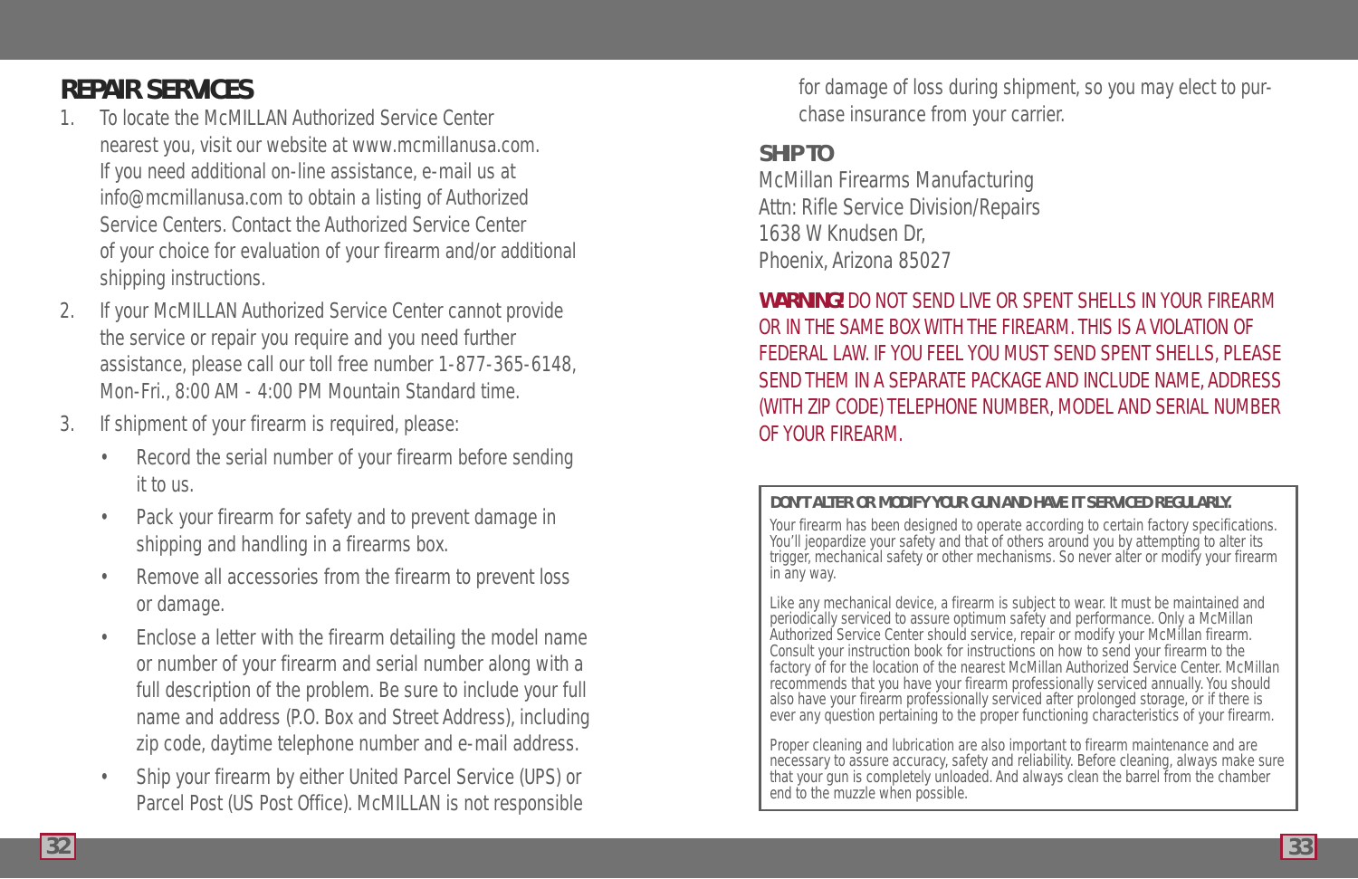## REPAIR SERVICES

1. To locate the McMILLAN Authorized Service Center nearest you, visit our website at www.mcmillanusa.com. If you need additional on-line assistance, e-mail us at info@mcmillanusa.com to obtain a listing of Authorized Service Centers. Contact the Authorized Service Center of your choice for evaluation of your firearm and/or additional shipping instructions.
2. If your McMILLAN Authorized Service Center cannot provide the service or repair you require and you need further assistance, please call our toll free number 1-877-365-6148, Mon-Fri., 8:00 AM - 4:00 PM Mountain Standard time.
3. If shipment of your firearm is required, please:
   - Record the serial number of your firearm before sending it to us.
   - Pack your firearm for safety and to prevent damage in shipping and handling in a firearms box.
   - Remove all accessories from the firearm to prevent loss or damage.
   - Enclose a letter with the firearm detailing the model name or number of your firearm and serial number along with a full description of the problem. Be sure to include your full name and address (P.O. Box and Street Address), including zip code, daytime telephone number and e-mail address.
   - Ship your firearm by either United Parcel Service (UPS) or Parcel Post (US Post Office). McMILLAN is not responsible for damage of loss during shipment, so you may elect to purchase insurance from your carrier.

### SHIP TO

McMillan Firearms Manufacturing
Attn: Rifle Service Division/Repairs
1638 W Knudsen Dr,
Phoenix, Arizona 85027

**WARNING!** DO NOT SEND LIVE OR SPENT SHELLS IN YOUR FIREARM OR IN THE SAME BOX WITH THE FIREARM. THIS IS A VIOLATION OF FEDERAL LAW. IF YOU FEEL YOU MUST SEND SPENT SHELLS, PLEASE SEND THEM IN A SEPARATE PACKAGE AND INCLUDE NAME, ADDRESS (WITH ZIP CODE) TELEPHONE NUMBER, MODEL AND SERIAL NUMBER OF YOUR FIREARM.

**DON'T ALTER OR MODIFY YOUR GUN AND HAVE IT SERVICED REGULARLY.**

Your firearm has been designed to operate according to certain factory specifications. You'll jeopardize your safety and that of others around you by attempting to alter its trigger, mechanical safety or other mechanisms. So never alter or modify your firearm in any way.

Like any mechanical device, a firearm is subject to wear. It must be maintained and periodically serviced to assure optimum safety and performance. Only a McMillan Authorized Service Center should service, repair or modify your McMillan firearm. Consult your instruction book for instructions on how to send your firearm to the factory of for the location of the nearest McMillan Authorized Service Center. McMillan recommends that you have your firearm professionally serviced annually. You should also have your firearm professionally serviced after prolonged storage, or if there is ever any question pertaining to the proper functioning characteristics of your firearm.

Proper cleaning and lubrication are also important to firearm maintenance and are necessary to assure accuracy, safety and reliability. Before cleaning, always make sure that your gun is completely unloaded. And always clean the barrel from the chamber end to the muzzle when possible.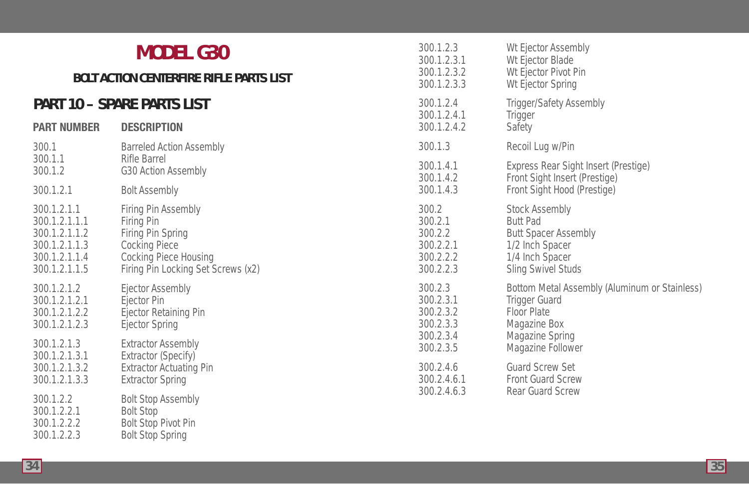# MODEL G30

### BOLT ACTION CENTERFIRE RIFLE PARTS LIST

## PART 10 – SPARE PARTS LIST

| PART NUMBER | DESCRIPTION |
|---|---|
| 300.1 | Barreled Action Assembly |
| 300.1.1 | Rifle Barrel |
| 300.1.2 | G30 Action Assembly |
| 300.1.2.1 | Bolt Assembly |
| 300.1.2.1.1 | Firing Pin Assembly |
| 300.1.2.1.1.1 | Firing Pin |
| 300.1.2.1.1.2 | Firing Pin Spring |
| 300.1.2.1.1.3 | Cocking Piece |
| 300.1.2.1.1.4 | Cocking Piece Housing |
| 300.1.2.1.1.5 | Firing Pin Locking Set Screws (x2) |
| 300.1.2.1.2 | Ejector Assembly |
| 300.1.2.1.2.1 | Ejector Pin |
| 300.1.2.1.2.2 | Ejector Retaining Pin |
| 300.1.2.1.2.3 | Ejector Spring |
| 300.1.2.1.3 | Extractor Assembly |
| 300.1.2.1.3.1 | Extractor (Specify) |
| 300.1.2.1.3.2 | Extractor Actuating Pin |
| 300.1.2.1.3.3 | Extractor Spring |
| 300.1.2.2 | Bolt Stop Assembly |
| 300.1.2.2.1 | Bolt Stop |
| 300.1.2.2.2 | Bolt Stop Pivot Pin |
| 300.1.2.2.3 | Bolt Stop Spring |
| 300.1.2.3 | Wt Ejector Assembly |
| 300.1.2.3.1 | Wt Ejector Blade |
| 300.1.2.3.2 | Wt Ejector Pivot Pin |
| 300.1.2.3.3 | Wt Ejector Spring |
| 300.1.2.4 | Trigger/Safety Assembly |
| 300.1.2.4.1 | Trigger |
| 300.1.2.4.2 | Safety |
| 300.1.3 | Recoil Lug w/Pin |
| 300.1.4.1 | Express Rear Sight Insert (Prestige) |
| 300.1.4.2 | Front Sight Insert (Prestige) |
| 300.1.4.3 | Front Sight Hood (Prestige) |
| 300.2 | Stock Assembly |
| 300.2.1 | Butt Pad |
| 300.2.2 | Butt Spacer Assembly |
| 300.2.2.1 | 1/2 Inch Spacer |
| 300.2.2.2 | 1/4 Inch Spacer |
| 300.2.2.3 | Sling Swivel Studs |
| 300.2.3 | Bottom Metal Assembly (Aluminum or Stainless) |
| 300.2.3.1 | Trigger Guard |
| 300.2.3.2 | Floor Plate |
| 300.2.3.3 | Magazine Box |
| 300.2.3.4 | Magazine Spring |
| 300.2.3.5 | Magazine Follower |
| 300.2.4.6 | Guard Screw Set |
| 300.2.4.6.1 | Front Guard Screw |
| 300.2.4.6.3 | Rear Guard Screw |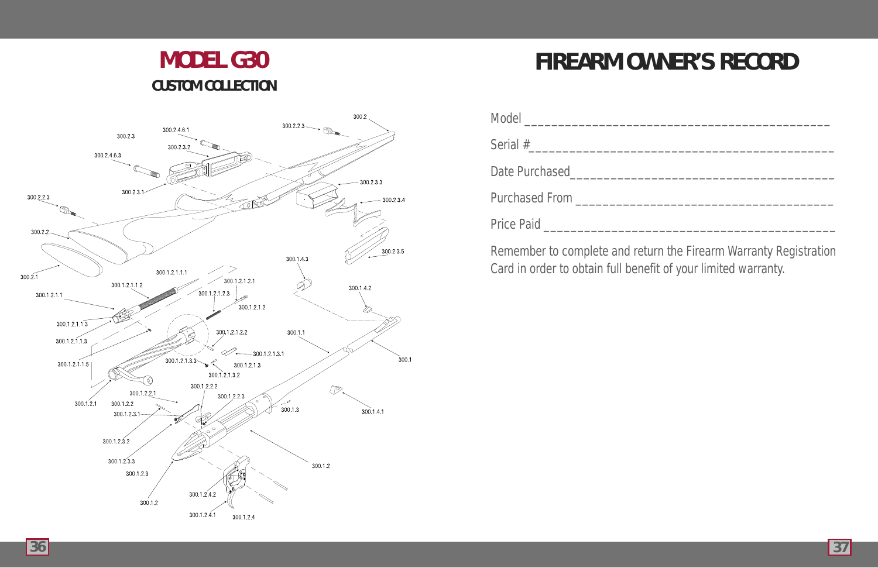# MODEL G30

## CUSTOM COLLECTION

# FIREARM OWNER'S RECORD

Model ____________________________________________

Serial #___________________________________________

Date Purchased_____________________________________

Purchased From ____________________________________

Price Paid _________________________________________

Remember to complete and return the Firearm Warranty Registration Card in order to obtain full benefit of your limited warranty.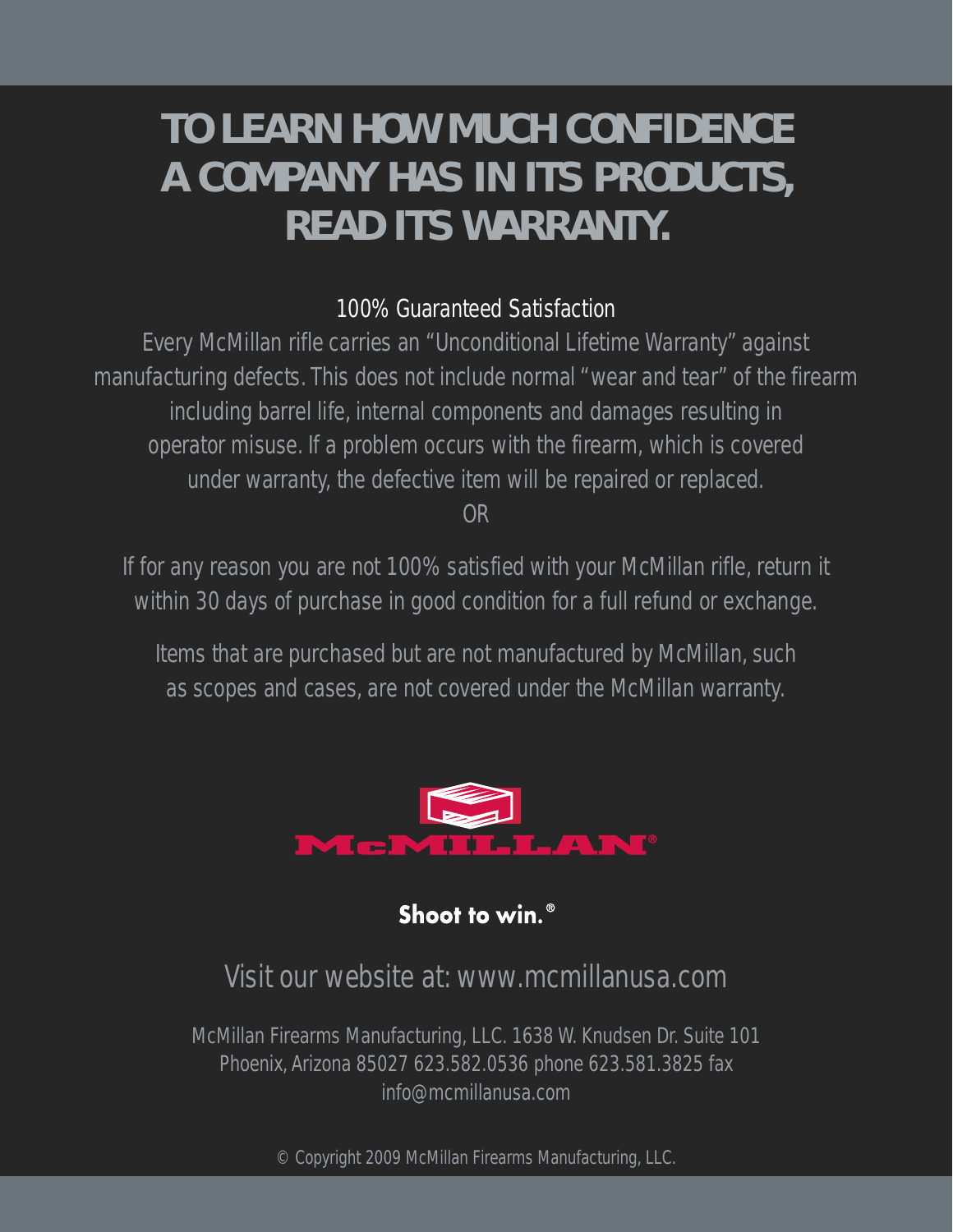# TO LEARN HOW MUCH CONFIDENCE A COMPANY HAS IN ITS PRODUCTS, READ ITS WARRANTY.

## 100% Guaranteed Satisfaction

Every McMillan rifle carries an "Unconditional Lifetime Warranty" against manufacturing defects. This does not include normal "wear and tear" of the firearm including barrel life, internal components and damages resulting in operator misuse. If a problem occurs with the firearm, which is covered under warranty, the defective item will be repaired or replaced.

OR

If for any reason you are not 100% satisfied with your McMillan rifle, return it within 30 days of purchase in good condition for a full refund or exchange.

Items that are purchased but are not manufactured by McMillan, such as scopes and cases, are not covered under the McMillan warranty.

McMILLAN®

**Shoot to win.®**

Visit our website at: www.mcmillanusa.com

McMillan Firearms Manufacturing, LLC. 1638 W. Knudsen Dr. Suite 101
Phoenix, Arizona 85027 623.582.0536 phone 623.581.3825 fax
info@mcmillanusa.com

© Copyright 2009 McMillan Firearms Manufacturing, LLC.